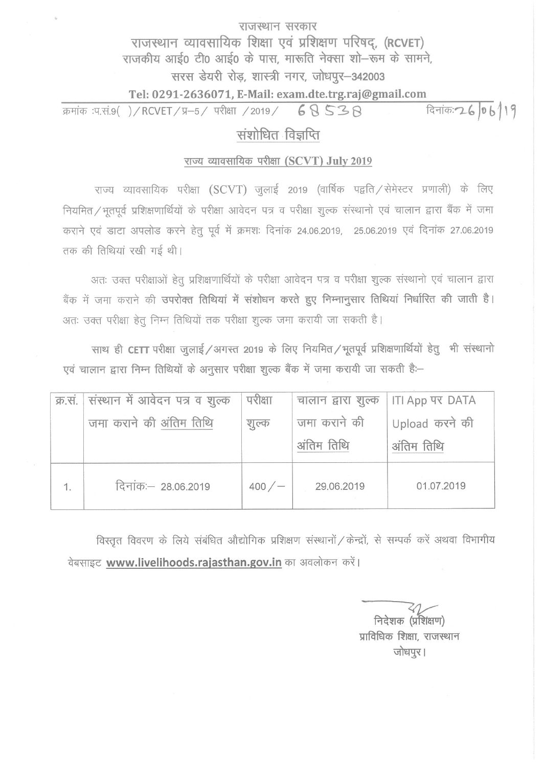राजस्थान सरकार

# राजस्थान व्यावसायिक शिक्षा एवं प्रशिक्षण परिषद्, (RCVET)

राजकीय आई0 टी0 आई0 के पास, मारूति नेक्सा शो–रूम के सामने,
सरस डेयरी रोड़, शास्त्री नगर, जोधपुर–342003

**Tel: 0291-2636071, E-Mail: exam.dte.trg.raj@gmail.com**

क्रमांक :प.सं.9( )/RCVET/प्र–5/ परीक्षा /2019/ 68538 दिनांक: 26/06/19

## संशोधित विज्ञप्ति

### राज्य व्यावसायिक परीक्षा (SCVT) July 2019

राज्य व्यावसायिक परीक्षा (SCVT) जुलाई 2019 (वार्षिक पद्वति/सेमेस्टर प्रणाली) के लिए नियमित/भूतपूर्व प्रशिक्षणार्थियों के परीक्षा आवेदन पत्र व परीक्षा शुल्क संस्थानो एवं चालान द्वारा बैंक में जमा कराने एवं डाटा अपलोड करने हेतु पूर्व में क्रमशः दिनांक 24.06.2019, 25.06.2019 एवं दिनांक 27.06.2019 तक की तिथियां रखी गई थी।

अतः उक्त परीक्षाओं हेतु प्रशिक्षणार्थियों के परीक्षा आवेदन पत्र व परीक्षा शुल्क संस्थानो एवं चालान द्वारा बैंक में जमा कराने की **उपरोक्त तिथियां में संशोधन करते हुए निम्नानुसार तिथियां निर्धारित की जाती है।** अतः उक्त परीक्षा हेतु निम्न तिथियों तक परीक्षा शुल्क जमा करायी जा सकती है।

साथ ही CETT परीक्षा जुलाई/अगस्त 2019 के लिए नियमित/भूतपूर्व प्रशिक्षणार्थियों हेतु भी संस्थानो एवं चालान द्वारा निम्न तिथियों के अनुसार परीक्षा शुल्क बैंक में जमा करायी जा सकती है:–

| क्र.सं. | संस्थान में आवेदन पत्र व शुल्क जमा कराने की अंतिम तिथि | परीक्षा शुल्क | चालान द्वारा शुल्क जमा कराने की अंतिम तिथि | ITI App पर DATA Upload करने की अंतिम तिथि |
|---|---|---|---|---|
| 1. | दिनांकः– 28.06.2019 | 400/– | 29.06.2019 | 01.07.2019 |

विस्तृत विवरण के लिये संबंधित औद्योगिक प्रशिक्षण संस्थानों/केन्द्रों, से सम्पर्क करें अथवा विभागीय वेबसाइट **www.livelihoods.rajasthan.gov.in** का अवलोकन करें।

निदेशक (प्रशिक्षण)
प्राविधिक शिक्षा, राजस्थान
जोधपुर।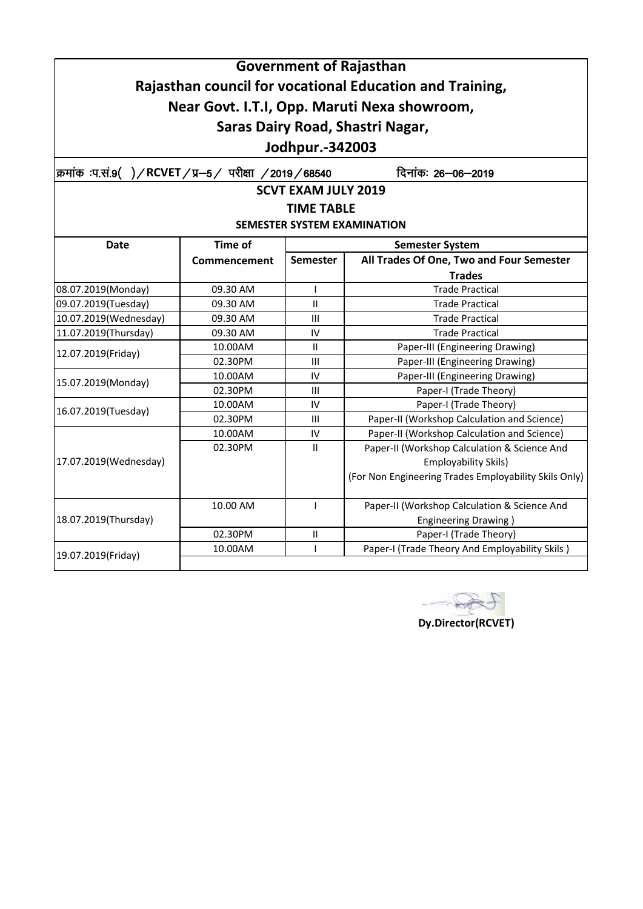# Government of Rajasthan
## Rajasthan council for vocational Education and Training,
## Near Govt. I.T.I, Opp. Maruti Nexa showroom,
## Saras Dairy Road, Shastri Nagar,
## Jodhpur.-342003

क्रमांक :प.सं.9( )/RCVET/प्र–5/ परीक्षा /2019/68540 दिनांकः 26–06–2019

**SCVT EXAM JULY 2019**

**TIME TABLE**

**SEMESTER SYSTEM EXAMINATION**

| Date | Time of Commencement | Semester System | |
|---|---|---|---|
| | | Semester | All Trades Of One, Two and Four Semester Trades |
| 08.07.2019(Monday) | 09.30 AM | I | Trade Practical |
| 09.07.2019(Tuesday) | 09.30 AM | II | Trade Practical |
| 10.07.2019(Wednesday) | 09.30 AM | III | Trade Practical |
| 11.07.2019(Thursday) | 09.30 AM | IV | Trade Practical |
| 12.07.2019(Friday) | 10.00AM | II | Paper-III (Engineering Drawing) |
| | 02.30PM | III | Paper-III (Engineering Drawing) |
| 15.07.2019(Monday) | 10.00AM | IV | Paper-III (Engineering Drawing) |
| | 02.30PM | III | Paper-I (Trade Theory) |
| 16.07.2019(Tuesday) | 10.00AM | IV | Paper-I (Trade Theory) |
| | 02.30PM | III | Paper-II (Workshop Calculation and Science) |
| 17.07.2019(Wednesday) | 10.00AM | IV | Paper-II (Workshop Calculation and Science) |
| | 02.30PM | II | Paper-II (Workshop Calculation & Science And Employability Skils) (For Non Engineering Trades Employability Skils Only) |
| 18.07.2019(Thursday) | 10.00 AM | I | Paper-II (Workshop Calculation & Science And Engineering Drawing ) |
| | 02.30PM | II | Paper-I (Trade Theory) |
| 19.07.2019(Friday) | 10.00AM | I | Paper-I (Trade Theory And Employability Skils ) |

**Dy.Director(RCVET)**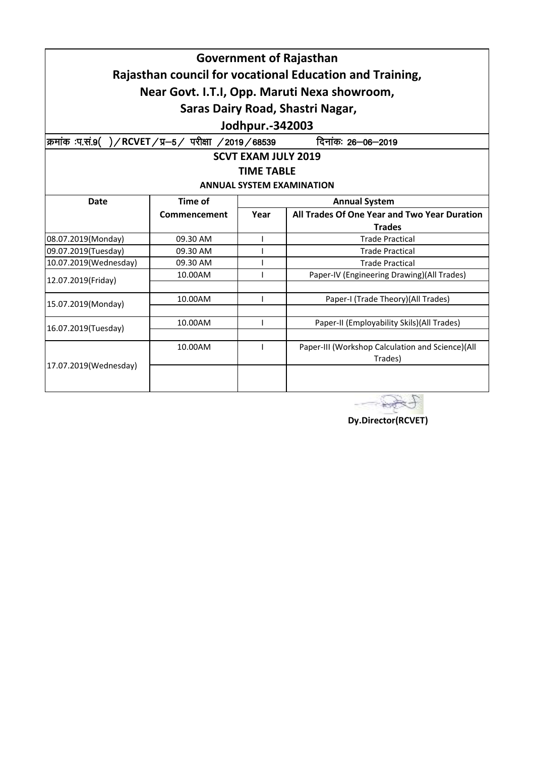# Government of Rajasthan

## Rajasthan council for vocational Education and Training,

## Near Govt. I.T.I, Opp. Maruti Nexa showroom,

## Saras Dairy Road, Shastri Nagar,

## Jodhpur.-342003

क्रमांक :प.सं.9( )/RCVET/प्र–5/ परीक्षा /2019/68539 दिनांकः 26–06–2019

**SCVT EXAM JULY 2019**

**TIME TABLE**

**ANNUAL SYSTEM EXAMINATION**

| Date | Time of Commencement | Annual System | |
|---|---|---|---|
| | | **Year** | **All Trades Of One Year and Two Year Duration Trades** |
| 08.07.2019(Monday) | 09.30 AM | I | Trade Practical |
| 09.07.2019(Tuesday) | 09.30 AM | I | Trade Practical |
| 10.07.2019(Wednesday) | 09.30 AM | I | Trade Practical |
| 12.07.2019(Friday) | 10.00AM | I | Paper-IV (Engineering Drawing)(All Trades) |
| 15.07.2019(Monday) | 10.00AM | I | Paper-I (Trade Theory)(All Trades) |
| 16.07.2019(Tuesday) | 10.00AM | I | Paper-II (Employability Skils)(All Trades) |
| 17.07.2019(Wednesday) | 10.00AM | I | Paper-III (Workshop Calculation and Science)(All Trades) |

**Dy.Director(RCVET)**